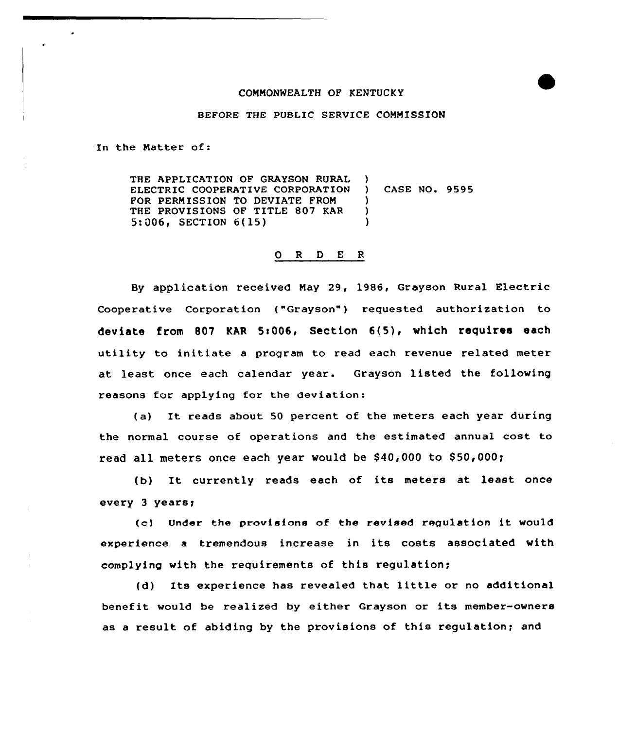COMMONWEALTH OF KENTUCKY

BEFORE THE PUBLIC SERVICE COMMISSION

In the Matter of:

THE APPLICATION OF GRAYSON RURAL )
ELECTRIC COOPERATIVE CORPORATION ) CASE NO. 9595
FOR PERMISSION TO DEVIATE FROM )
THE PROVISIONS OF TITLE 807 KAR )
5:006, SECTION 6(15) )

O R D E R

By application received May 29, 1986, Grayson Rural Electric Cooperative Corporation ("Grayson") requested authorization to deviate from 807 KAR 5:006, Section 6(5), which requires each utility to initiate a program to read each revenue related meter at least once each calendar year. Grayson listed the following reasons for applying for the deviation:

(a) It reads about 50 percent of the meters each year during the normal course of operations and the estimated annual cost to read all meters once each year would be $40,000 to $50,000;

(b) It currently reads each of its meters at least once every 3 years;

(c) Under the provisions of the revised regulation it would experience a tremendous increase in its costs associated with complying with the requirements of this regulation;

(d) Its experience has revealed that little or no additional benefit would be realized by either Grayson or its member-owners as a result of abiding by the provisions of this regulation; and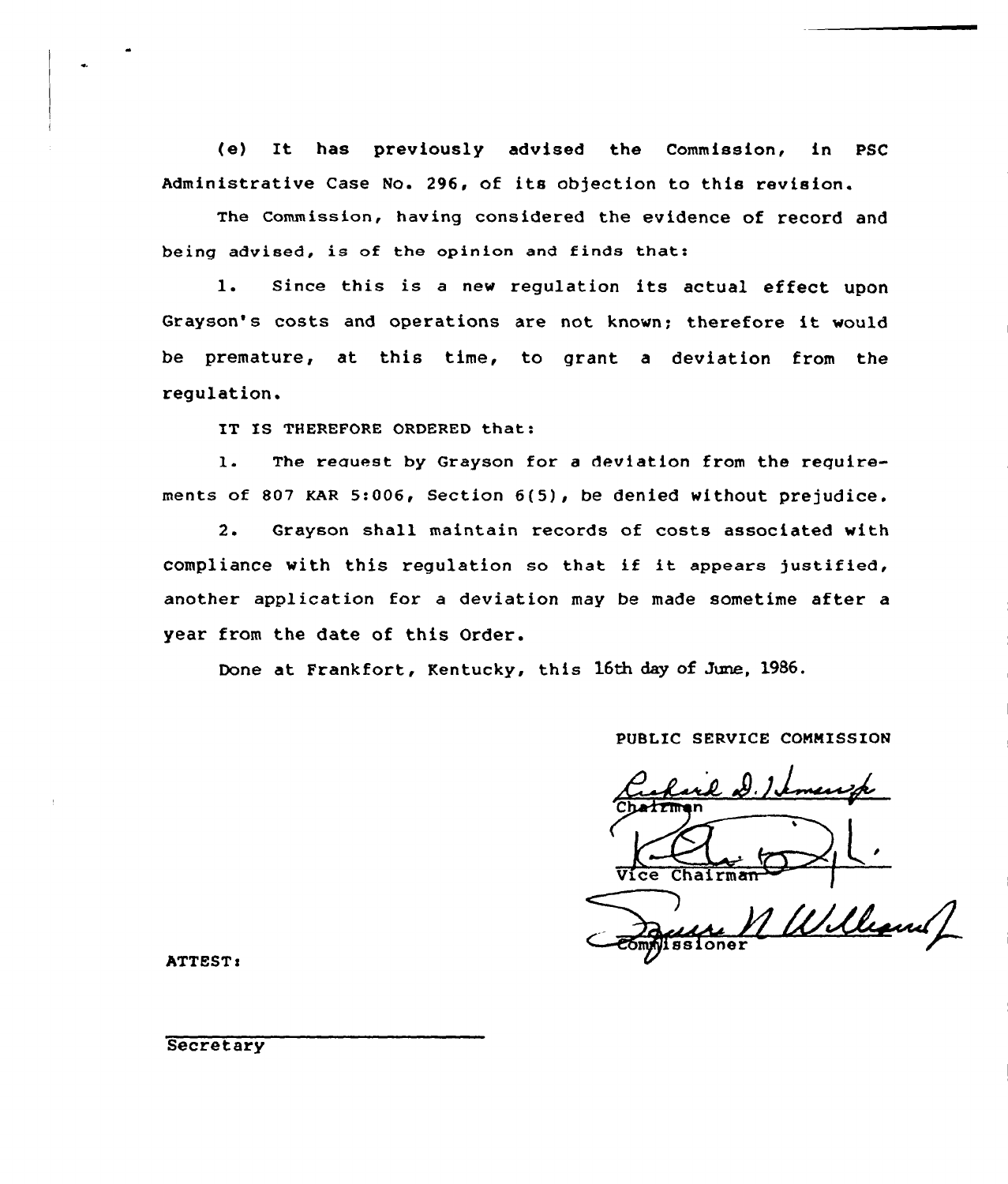(e) It has previously advised the Commission, in PSC Administrative Case No. 296, of its objection to this revision.

The Commission, having considered the evidence of record and being advised, is of the opinion and finds that:

1. Since this is a new regulation its actual effect upon Grayson's costs and operations are not known; therefore it would be premature, at this time, to grant a deviation from the regulation.

IT IS THEREFORE ORDERED that:

1. The request by Grayson for a deviation from the requirements of 807 KAR 5:006, Section 6(5), be denied without prejudice.

2. Grayson shall maintain records of costs associated with compliance with this regulation so that if it appears justified, another application for a deviation may be made sometime after a year from the date of this Order.

Done at Frankfort, Kentucky, this 16th day of June, 1986.

PUBLIC SERVICE COMMISSION

Chairman

Vice Chairman

Commissioner

ATTEST:

Secretary